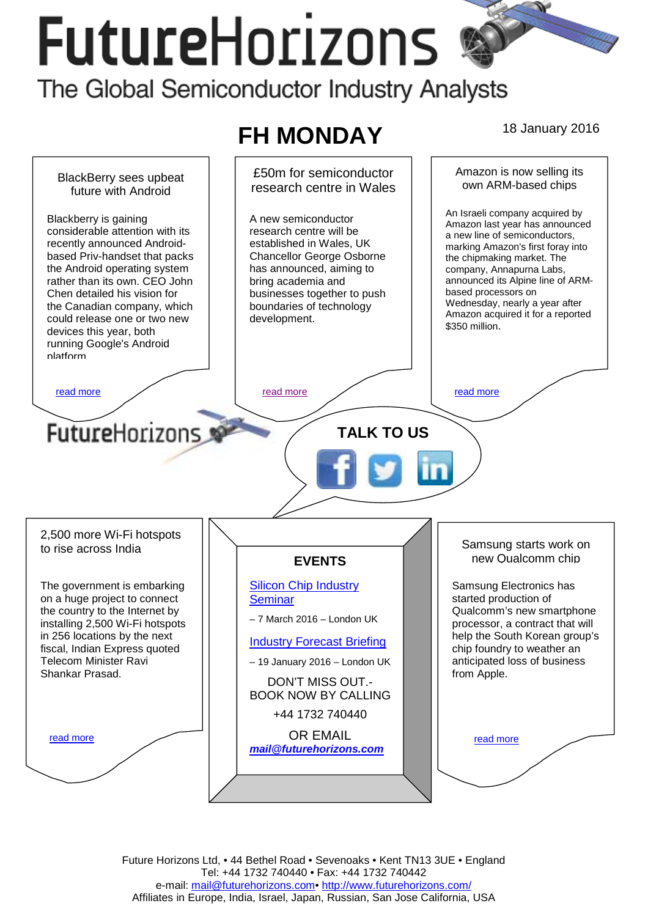# FutureHorizons

The Global Semiconductor Industry Analysts

## FH MONDAY

18 January 2016

### BlackBerry sees upbeat future with Android

Blackberry is gaining considerable attention with its recently announced Android-based Priv-handset that packs the Android operating system rather than its own. CEO John Chen detailed his vision for the Canadian company, which could release one or two new devices this year, both running Google's Android platform

read more

### £50m for semiconductor research centre in Wales

A new semiconductor research centre will be established in Wales, UK Chancellor George Osborne has announced, aiming to bring academia and businesses together to push boundaries of technology development.

read more

### Amazon is now selling its own ARM-based chips

An Israeli company acquired by Amazon last year has announced a new line of semiconductors, marking Amazon's first foray into the chipmaking market. The company, Annapurna Labs, announced its Alpine line of ARM-based processors on Wednesday, nearly a year after Amazon acquired it for a reported $350 million.

read more

FutureHorizons

**TALK TO US**

### 2,500 more Wi-Fi hotspots to rise across India

The government is embarking on a huge project to connect the country to the Internet by installing 2,500 Wi-Fi hotspots in 256 locations by the next fiscal, Indian Express quoted Telecom Minister Ravi Shankar Prasad.

read more

### EVENTS

Silicon Chip Industry Seminar

– 7 March 2016 – London UK

Industry Forecast Briefing

– 19 January 2016 – London UK

DON'T MISS OUT.- BOOK NOW BY CALLING

+44 1732 740440

OR EMAIL

***mail@futurehorizons.com***

### Samsung starts work on new Qualcomm chip

Samsung Electronics has started production of Qualcomm's new smartphone processor, a contract that will help the South Korean group's chip foundry to weather an anticipated loss of business from Apple.

read more

Future Horizons Ltd, • 44 Bethel Road • Sevenoaks • Kent TN13 3UE • England
Tel: +44 1732 740440 • Fax: +44 1732 740442
e-mail: mail@futurehorizons.com• http://www.futurehorizons.com/
Affiliates in Europe, India, Israel, Japan, Russian, San Jose California, USA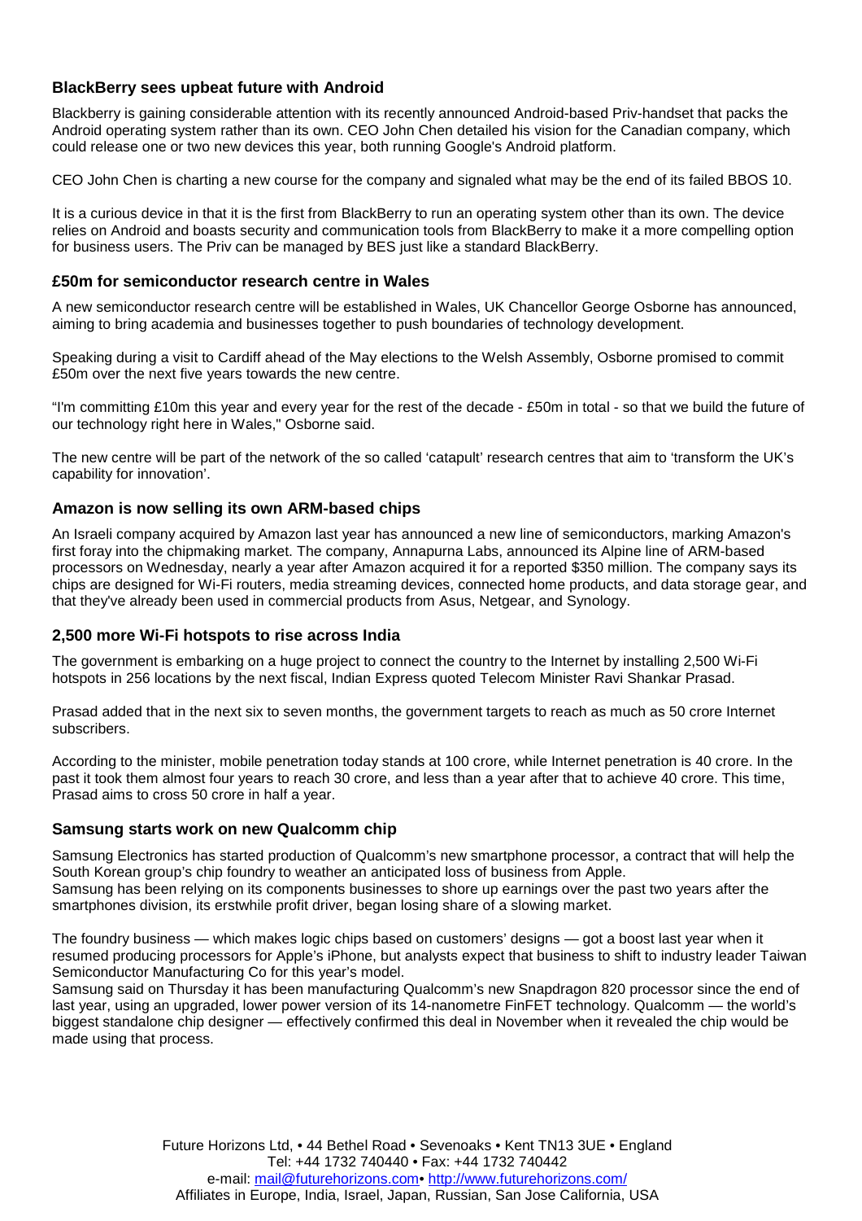### BlackBerry sees upbeat future with Android

Blackberry is gaining considerable attention with its recently announced Android-based Priv-handset that packs the Android operating system rather than its own. CEO John Chen detailed his vision for the Canadian company, which could release one or two new devices this year, both running Google's Android platform.

CEO John Chen is charting a new course for the company and signaled what may be the end of its failed BBOS 10.

It is a curious device in that it is the first from BlackBerry to run an operating system other than its own. The device relies on Android and boasts security and communication tools from BlackBerry to make it a more compelling option for business users. The Priv can be managed by BES just like a standard BlackBerry.

### £50m for semiconductor research centre in Wales

A new semiconductor research centre will be established in Wales, UK Chancellor George Osborne has announced, aiming to bring academia and businesses together to push boundaries of technology development.

Speaking during a visit to Cardiff ahead of the May elections to the Welsh Assembly, Osborne promised to commit £50m over the next five years towards the new centre.

"I'm committing £10m this year and every year for the rest of the decade - £50m in total - so that we build the future of our technology right here in Wales," Osborne said.

The new centre will be part of the network of the so called 'catapult' research centres that aim to 'transform the UK's capability for innovation'.

### Amazon is now selling its own ARM-based chips

An Israeli company acquired by Amazon last year has announced a new line of semiconductors, marking Amazon's first foray into the chipmaking market. The company, Annapurna Labs, announced its Alpine line of ARM-based processors on Wednesday, nearly a year after Amazon acquired it for a reported $350 million. The company says its chips are designed for Wi-Fi routers, media streaming devices, connected home products, and data storage gear, and that they've already been used in commercial products from Asus, Netgear, and Synology.

### 2,500 more Wi-Fi hotspots to rise across India

The government is embarking on a huge project to connect the country to the Internet by installing 2,500 Wi-Fi hotspots in 256 locations by the next fiscal, Indian Express quoted Telecom Minister Ravi Shankar Prasad.

Prasad added that in the next six to seven months, the government targets to reach as much as 50 crore Internet subscribers.

According to the minister, mobile penetration today stands at 100 crore, while Internet penetration is 40 crore. In the past it took them almost four years to reach 30 crore, and less than a year after that to achieve 40 crore. This time, Prasad aims to cross 50 crore in half a year.

### Samsung starts work on new Qualcomm chip

Samsung Electronics has started production of Qualcomm's new smartphone processor, a contract that will help the South Korean group's chip foundry to weather an anticipated loss of business from Apple.
Samsung has been relying on its components businesses to shore up earnings over the past two years after the smartphones division, its erstwhile profit driver, began losing share of a slowing market.

The foundry business — which makes logic chips based on customers' designs — got a boost last year when it resumed producing processors for Apple's iPhone, but analysts expect that business to shift to industry leader Taiwan Semiconductor Manufacturing Co for this year's model.
Samsung said on Thursday it has been manufacturing Qualcomm's new Snapdragon 820 processor since the end of last year, using an upgraded, lower power version of its 14-nanometre FinFET technology. Qualcomm — the world's biggest standalone chip designer — effectively confirmed this deal in November when it revealed the chip would be made using that process.